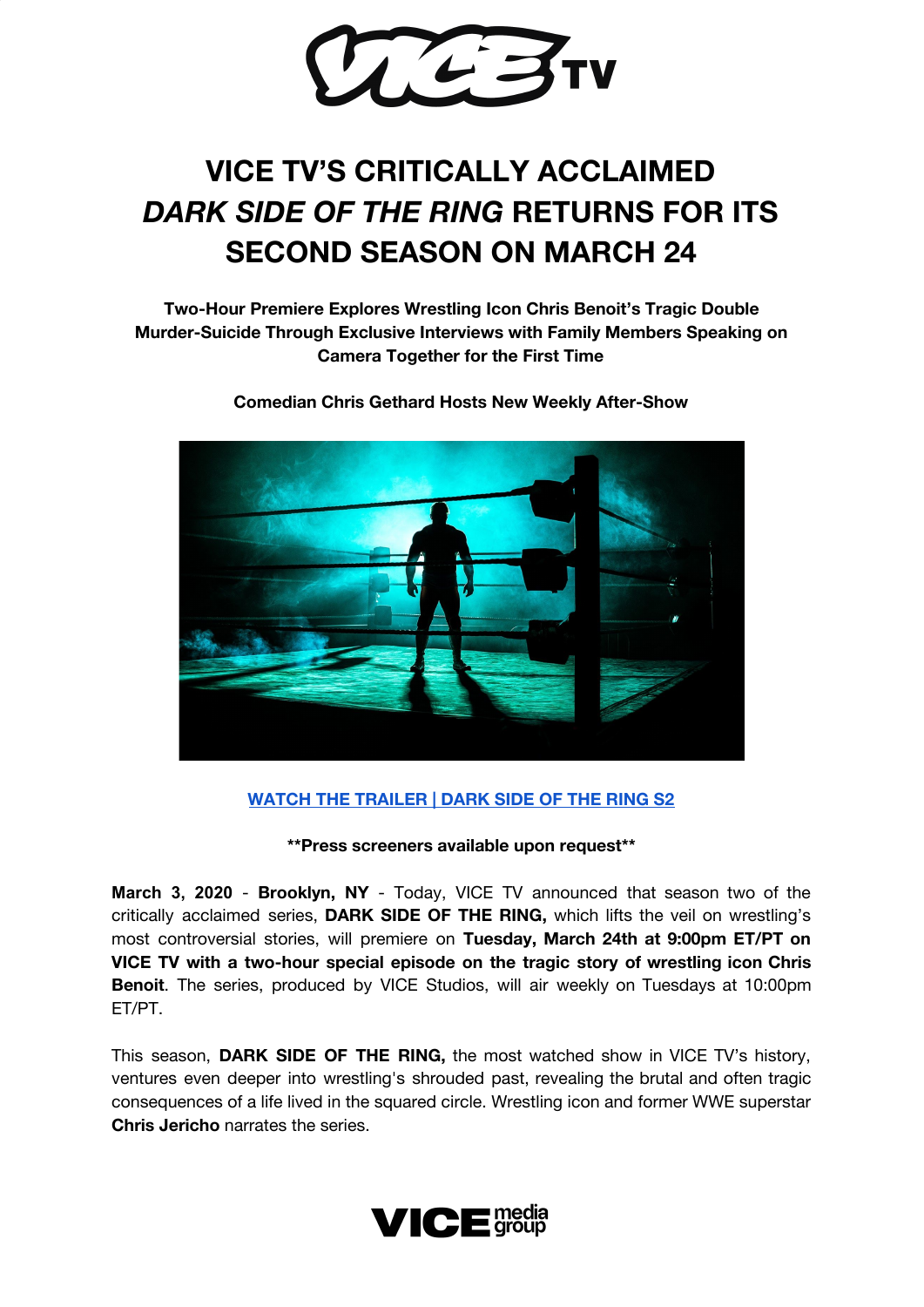# VICE TV'S CRITICALLY ACCLAIMED *DARK SIDE OF THE RING* RETURNS FOR ITS SECOND SEASON ON MARCH 24

**Two-Hour Premiere Explores Wrestling Icon Chris Benoit's Tragic Double Murder-Suicide Through Exclusive Interviews with Family Members Speaking on Camera Together for the First Time**

**Comedian Chris Gethard Hosts New Weekly After-Show**

**WATCH THE TRAILER | DARK SIDE OF THE RING S2**

****Press screeners available upon request****

**March 3, 2020** - **Brooklyn, NY** - Today, VICE TV announced that season two of the critically acclaimed series, **DARK SIDE OF THE RING,** which lifts the veil on wrestling's most controversial stories, will premiere on **Tuesday, March 24th at 9:00pm ET/PT on VICE TV with a two-hour special episode on the tragic story of wrestling icon Chris Benoit**. The series, produced by VICE Studios, will air weekly on Tuesdays at 10:00pm ET/PT.

This season, **DARK SIDE OF THE RING,** the most watched show in VICE TV's history, ventures even deeper into wrestling's shrouded past, revealing the brutal and often tragic consequences of a life lived in the squared circle. Wrestling icon and former WWE superstar **Chris Jericho** narrates the series.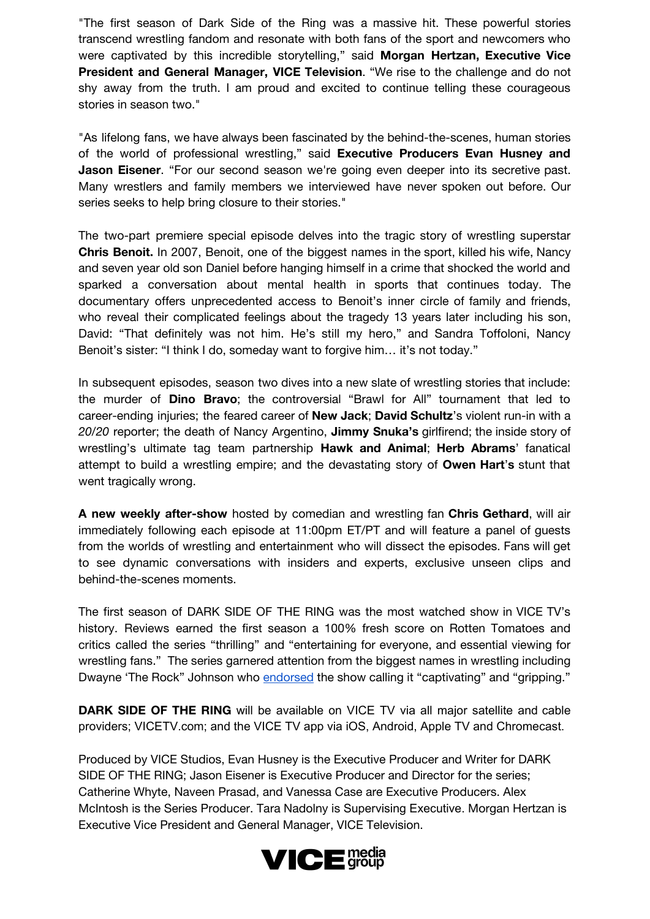"The first season of Dark Side of the Ring was a massive hit. These powerful stories transcend wrestling fandom and resonate with both fans of the sport and newcomers who were captivated by this incredible storytelling," said **Morgan Hertzan, Executive Vice President and General Manager, VICE Television**. "We rise to the challenge and do not shy away from the truth. I am proud and excited to continue telling these courageous stories in season two."

"As lifelong fans, we have always been fascinated by the behind-the-scenes, human stories of the world of professional wrestling," said **Executive Producers Evan Husney and Jason Eisener**. "For our second season we're going even deeper into its secretive past. Many wrestlers and family members we interviewed have never spoken out before. Our series seeks to help bring closure to their stories."

The two-part premiere special episode delves into the tragic story of wrestling superstar **Chris Benoit.** In 2007, Benoit, one of the biggest names in the sport, killed his wife, Nancy and seven year old son Daniel before hanging himself in a crime that shocked the world and sparked a conversation about mental health in sports that continues today. The documentary offers unprecedented access to Benoit's inner circle of family and friends, who reveal their complicated feelings about the tragedy 13 years later including his son, David: "That definitely was not him. He's still my hero," and Sandra Toffoloni, Nancy Benoit's sister: "I think I do, someday want to forgive him… it's not today."

In subsequent episodes, season two dives into a new slate of wrestling stories that include: the murder of **Dino Bravo**; the controversial "Brawl for All" tournament that led to career-ending injuries; the feared career of **New Jack**; **David Schultz**'s violent run-in with a *20/20* reporter; the death of Nancy Argentino, **Jimmy Snuka's** girlfriend; the inside story of wrestling's ultimate tag team partnership **Hawk and Animal**; **Herb Abrams**' fanatical attempt to build a wrestling empire; and the devastating story of **Owen Hart's** stunt that went tragically wrong.

**A new weekly after-show** hosted by comedian and wrestling fan **Chris Gethard**, will air immediately following each episode at 11:00pm ET/PT and will feature a panel of guests from the worlds of wrestling and entertainment who will dissect the episodes. Fans will get to see dynamic conversations with insiders and experts, exclusive unseen clips and behind-the-scenes moments.

The first season of DARK SIDE OF THE RING was the most watched show in VICE TV's history. Reviews earned the first season a 100% fresh score on Rotten Tomatoes and critics called the series "thrilling" and "entertaining for everyone, and essential viewing for wrestling fans." The series garnered attention from the biggest names in wrestling including Dwayne 'The Rock" Johnson who endorsed the show calling it "captivating" and "gripping."

**DARK SIDE OF THE RING** will be available on VICE TV via all major satellite and cable providers; VICETV.com; and the VICE TV app via iOS, Android, Apple TV and Chromecast.

Produced by VICE Studios, Evan Husney is the Executive Producer and Writer for DARK SIDE OF THE RING; Jason Eisener is Executive Producer and Director for the series; Catherine Whyte, Naveen Prasad, and Vanessa Case are Executive Producers. Alex McIntosh is the Series Producer. Tara Nadolny is Supervising Executive. Morgan Hertzan is Executive Vice President and General Manager, VICE Television.

VICE media group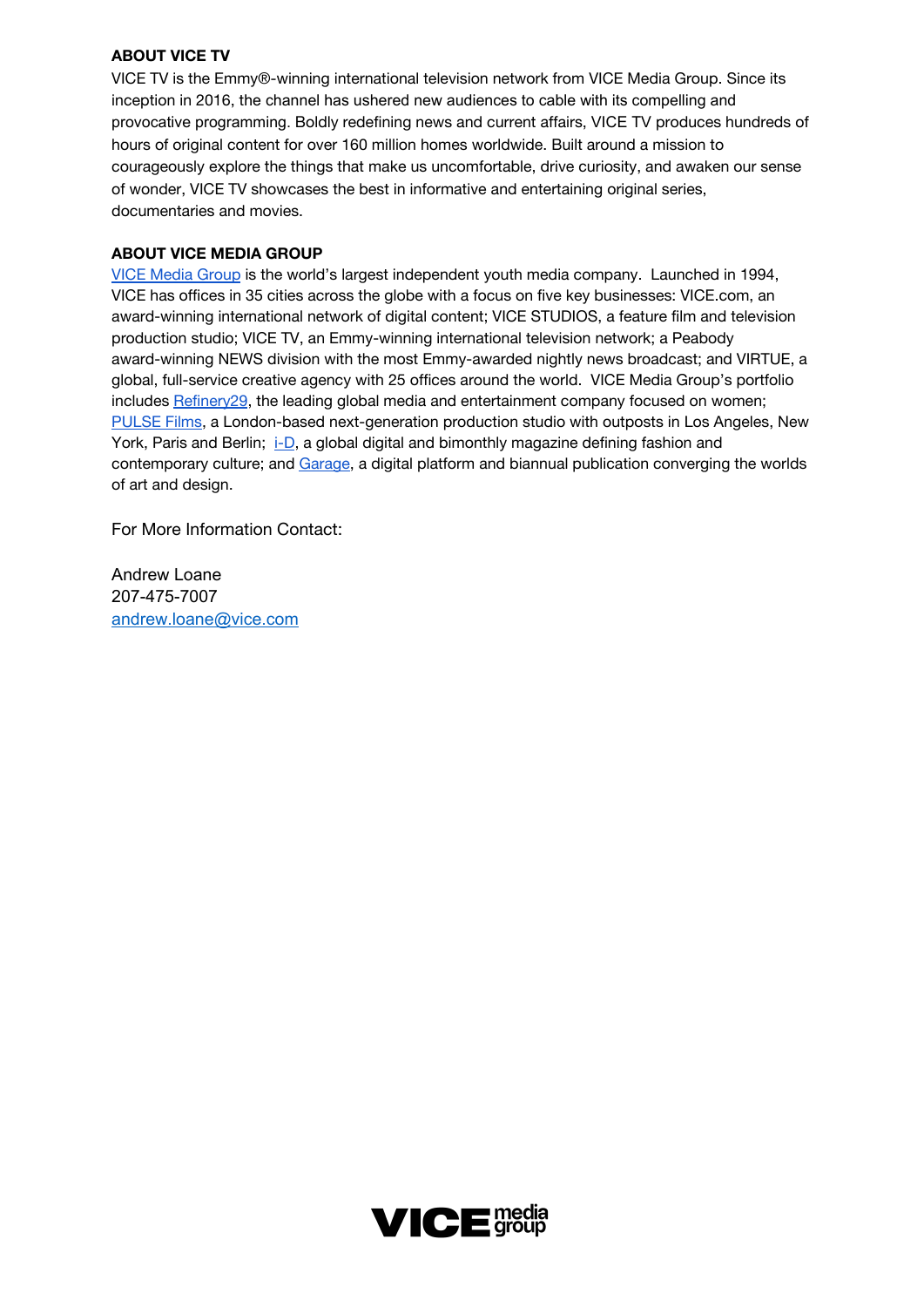**ABOUT VICE TV**

VICE TV is the Emmy®-winning international television network from VICE Media Group. Since its inception in 2016, the channel has ushered new audiences to cable with its compelling and provocative programming. Boldly redefining news and current affairs, VICE TV produces hundreds of hours of original content for over 160 million homes worldwide. Built around a mission to courageously explore the things that make us uncomfortable, drive curiosity, and awaken our sense of wonder, VICE TV showcases the best in informative and entertaining original series, documentaries and movies.

**ABOUT VICE MEDIA GROUP**

VICE Media Group is the world's largest independent youth media company. Launched in 1994, VICE has offices in 35 cities across the globe with a focus on five key businesses: VICE.com, an award-winning international network of digital content; VICE STUDIOS, a feature film and television production studio; VICE TV, an Emmy-winning international television network; a Peabody award-winning NEWS division with the most Emmy-awarded nightly news broadcast; and VIRTUE, a global, full-service creative agency with 25 offices around the world. VICE Media Group's portfolio includes Refinery29, the leading global media and entertainment company focused on women; PULSE Films, a London-based next-generation production studio with outposts in Los Angeles, New York, Paris and Berlin; i-D, a global digital and bimonthly magazine defining fashion and contemporary culture; and Garage, a digital platform and biannual publication converging the worlds of art and design.

For More Information Contact:

Andrew Loane
207-475-7007
andrew.loane@vice.com